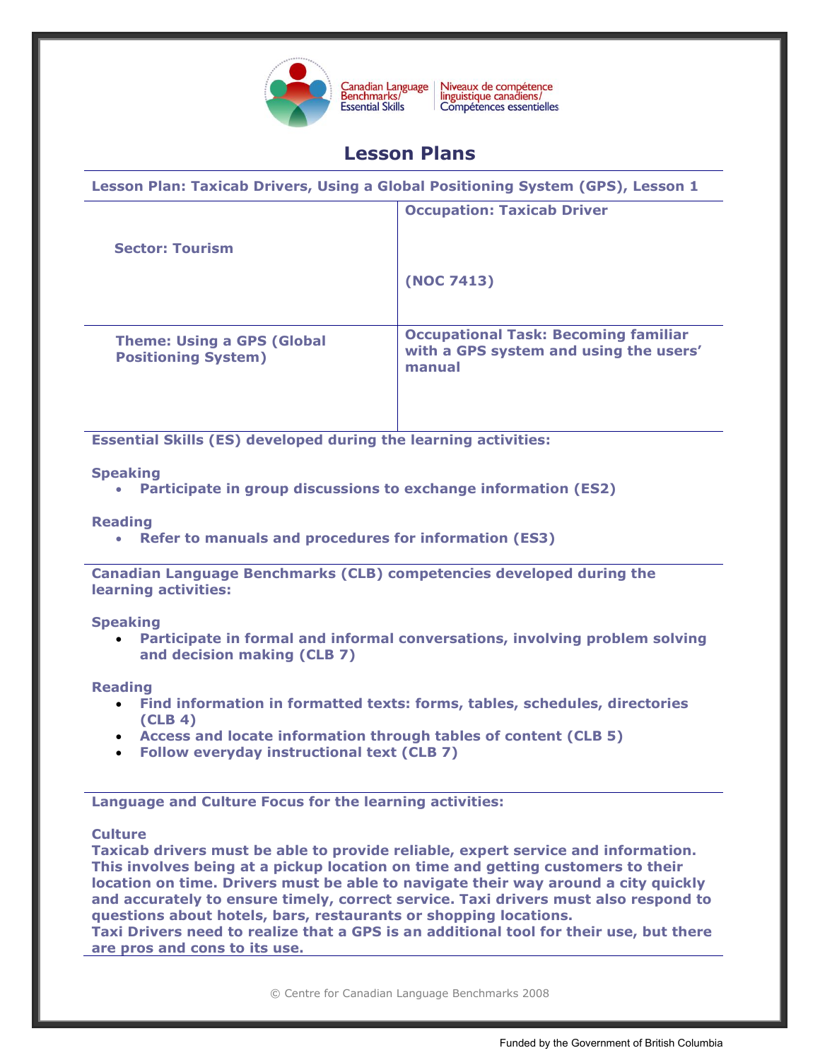Canadian Language Benchmarks/ Essential Skills | Niveaux de compétence linguistique canadiens/ Compétences essentielles

# Lesson Plans

**Lesson Plan: Taxicab Drivers, Using a Global Positioning System (GPS), Lesson 1**

| | |
|---|---|
| **Sector: Tourism** | **Occupation: Taxicab Driver**<br><br>**(NOC 7413)** |
| **Theme: Using a GPS (Global Positioning System)** | **Occupational Task: Becoming familiar with a GPS system and using the users' manual** |

**Essential Skills (ES) developed during the learning activities:**

**Speaking**

- **Participate in group discussions to exchange information (ES2)**

**Reading**

- **Refer to manuals and procedures for information (ES3)**

**Canadian Language Benchmarks (CLB) competencies developed during the learning activities:**

**Speaking**

- **Participate in formal and informal conversations, involving problem solving and decision making (CLB 7)**

**Reading**

- **Find information in formatted texts: forms, tables, schedules, directories (CLB 4)**
- **Access and locate information through tables of content (CLB 5)**
- **Follow everyday instructional text (CLB 7)**

**Language and Culture Focus for the learning activities:**

**Culture**

**Taxicab drivers must be able to provide reliable, expert service and information. This involves being at a pickup location on time and getting customers to their location on time. Drivers must be able to navigate their way around a city quickly and accurately to ensure timely, correct service. Taxi drivers must also respond to questions about hotels, bars, restaurants or shopping locations.**
**Taxi Drivers need to realize that a GPS is an additional tool for their use, but there are pros and cons to its use.**

© Centre for Canadian Language Benchmarks 2008

Funded by the Government of British Columbia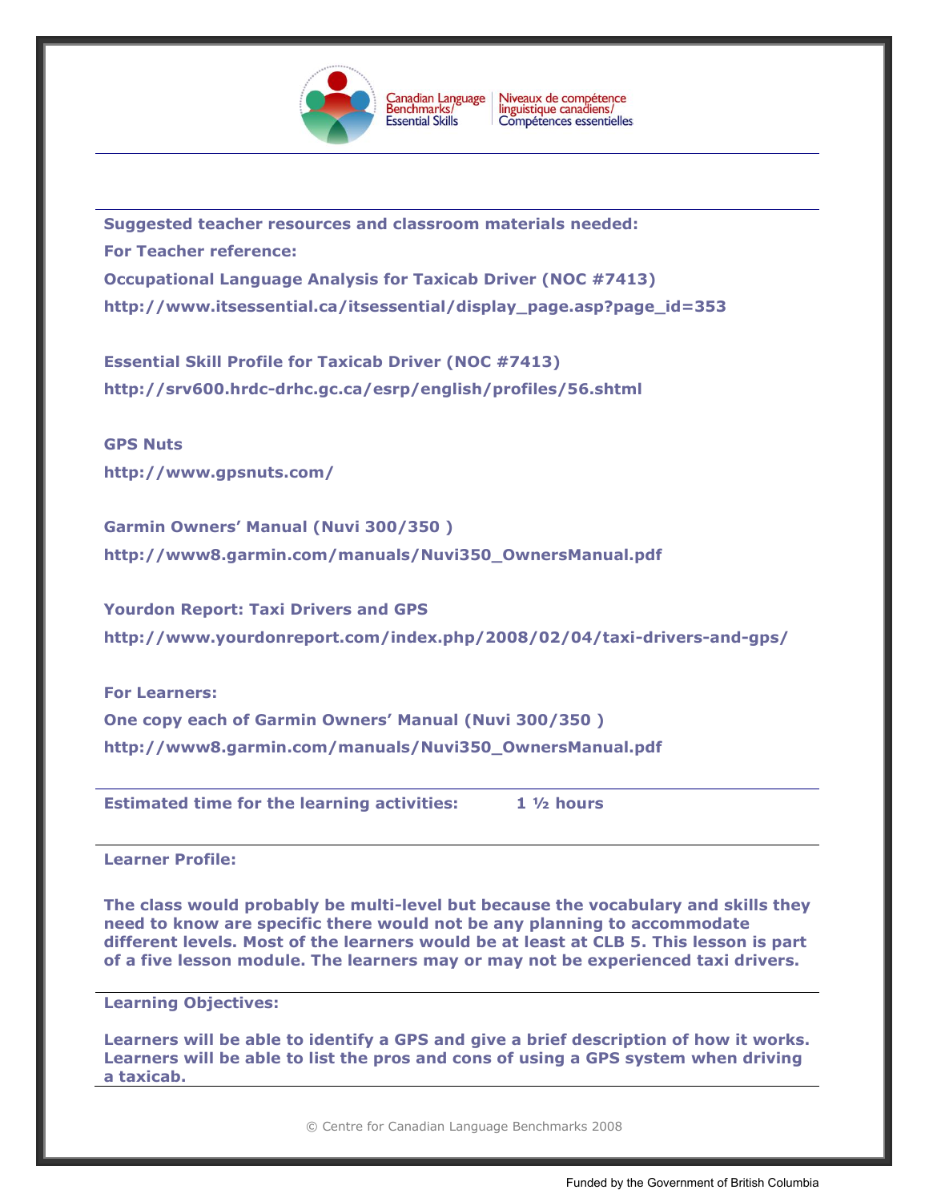**Suggested teacher resources and classroom materials needed:**

**For Teacher reference:**

**Occupational Language Analysis for Taxicab Driver (NOC #7413)**

**http://www.itsessential.ca/itsessential/display_page.asp?page_id=353**

**Essential Skill Profile for Taxicab Driver (NOC #7413)**

**http://srv600.hrdc-drhc.gc.ca/esrp/english/profiles/56.shtml**

**GPS Nuts**

**http://www.gpsnuts.com/**

**Garmin Owners' Manual (Nuvi 300/350 )**

**http://www8.garmin.com/manuals/Nuvi350_OwnersManual.pdf**

**Yourdon Report: Taxi Drivers and GPS**

**http://www.yourdonreport.com/index.php/2008/02/04/taxi-drivers-and-gps/**

**For Learners:**

**One copy each of Garmin Owners' Manual (Nuvi 300/350 )**

**http://www8.garmin.com/manuals/Nuvi350_OwnersManual.pdf**

**Estimated time for the learning activities:** **1 ½ hours**

**Learner Profile:**

**The class would probably be multi-level but because the vocabulary and skills they need to know are specific there would not be any planning to accommodate different levels. Most of the learners would be at least at CLB 5. This lesson is part of a five lesson module. The learners may or may not be experienced taxi drivers.**

**Learning Objectives:**

**Learners will be able to identify a GPS and give a brief description of how it works. Learners will be able to list the pros and cons of using a GPS system when driving a taxicab.**

© Centre for Canadian Language Benchmarks 2008

Funded by the Government of British Columbia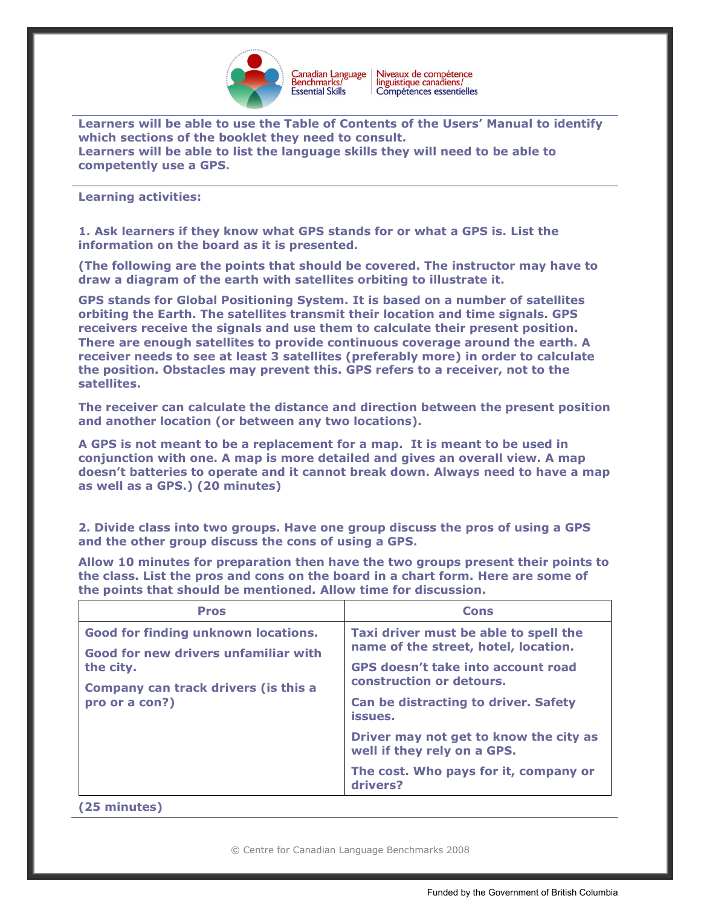Learners will be able to use the Table of Contents of the Users' Manual to identify which sections of the booklet they need to consult.
Learners will be able to list the language skills they will need to be able to competently use a GPS.

**Learning activities:**

1. Ask learners if they know what GPS stands for or what a GPS is. List the information on the board as it is presented.

(The following are the points that should be covered. The instructor may have to draw a diagram of the earth with satellites orbiting to illustrate it.

GPS stands for Global Positioning System. It is based on a number of satellites orbiting the Earth. The satellites transmit their location and time signals. GPS receivers receive the signals and use them to calculate their present position. There are enough satellites to provide continuous coverage around the earth. A receiver needs to see at least 3 satellites (preferably more) in order to calculate the position. Obstacles may prevent this. GPS refers to a receiver, not to the satellites.

The receiver can calculate the distance and direction between the present position and another location (or between any two locations).

A GPS is not meant to be a replacement for a map. It is meant to be used in conjunction with one. A map is more detailed and gives an overall view. A map doesn't batteries to operate and it cannot break down. Always need to have a map as well as a GPS.) (20 minutes)

2. Divide class into two groups. Have one group discuss the pros of using a GPS and the other group discuss the cons of using a GPS.

Allow 10 minutes for preparation then have the two groups present their points to the class. List the pros and cons on the board in a chart form. Here are some of the points that should be mentioned. Allow time for discussion.

| Pros | Cons |
|---|---|
| Good for finding unknown locations.<br>Good for new drivers unfamiliar with the city.<br>Company can track drivers (is this a pro or a con?) | Taxi driver must be able to spell the name of the street, hotel, location.<br>GPS doesn't take into account road construction or detours.<br>Can be distracting to driver. Safety issues.<br>Driver may not get to know the city as well if they rely on a GPS.<br>The cost. Who pays for it, company or drivers? |

(25 minutes)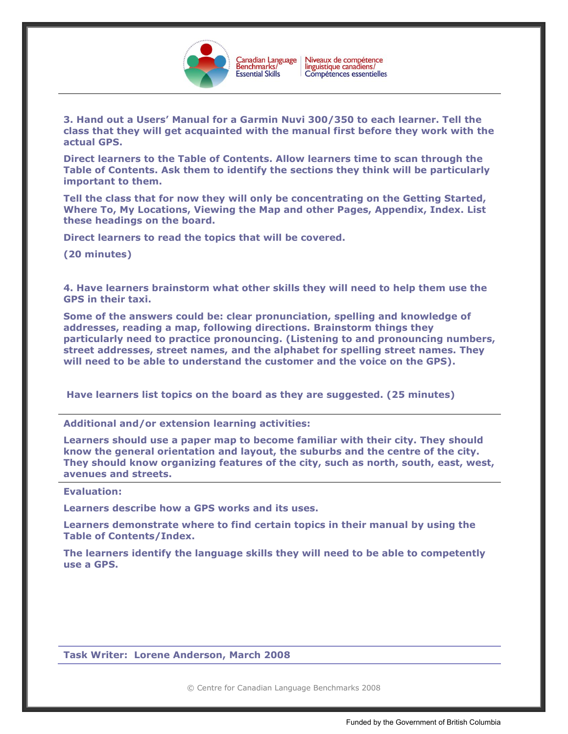**3. Hand out a Users' Manual for a Garmin Nuvi 300/350 to each learner. Tell the class that they will get acquainted with the manual first before they work with the actual GPS.**

**Direct learners to the Table of Contents. Allow learners time to scan through the Table of Contents. Ask them to identify the sections they think will be particularly important to them.**

**Tell the class that for now they will only be concentrating on the Getting Started, Where To, My Locations, Viewing the Map and other Pages, Appendix, Index. List these headings on the board.**

**Direct learners to read the topics that will be covered.**

**(20 minutes)**

**4. Have learners brainstorm what other skills they will need to help them use the GPS in their taxi.**

**Some of the answers could be: clear pronunciation, spelling and knowledge of addresses, reading a map, following directions. Brainstorm things they particularly need to practice pronouncing. (Listening to and pronouncing numbers, street addresses, street names, and the alphabet for spelling street names. They will need to be able to understand the customer and the voice on the GPS).**

**Have learners list topics on the board as they are suggested. (25 minutes)**

---

**Additional and/or extension learning activities:**

**Learners should use a paper map to become familiar with their city. They should know the general orientation and layout, the suburbs and the centre of the city. They should know organizing features of the city, such as north, south, east, west, avenues and streets.**

---

**Evaluation:**

**Learners describe how a GPS works and its uses.**

**Learners demonstrate where to find certain topics in their manual by using the Table of Contents/Index.**

**The learners identify the language skills they will need to be able to competently use a GPS.**

---

**Task Writer: Lorene Anderson, March 2008**

---

© Centre for Canadian Language Benchmarks 2008

Funded by the Government of British Columbia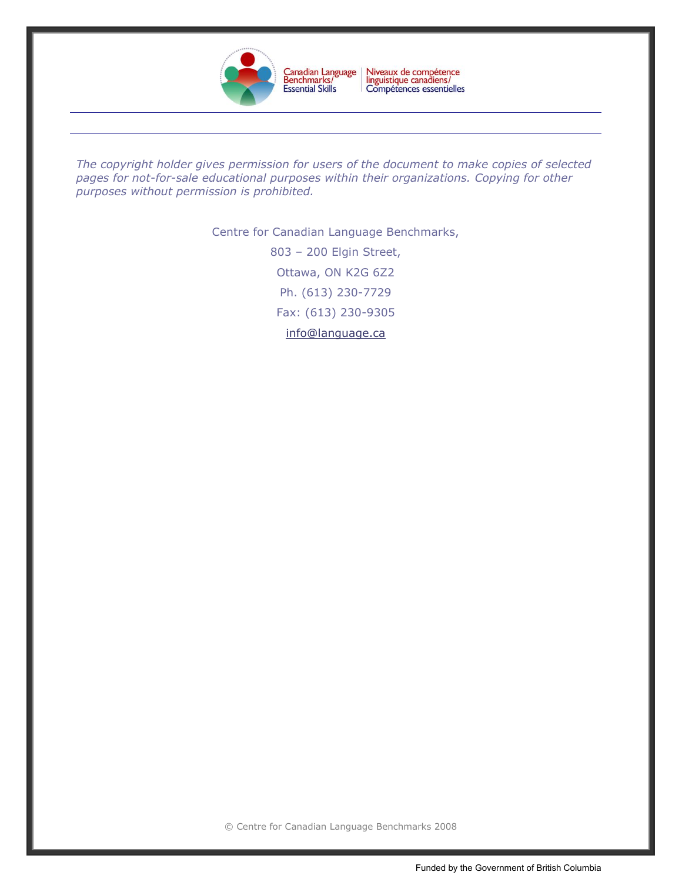Canadian Language Benchmarks/Essential Skills | Niveaux de compétence linguistique canadiens/Compétences essentielles

*The copyright holder gives permission for users of the document to make copies of selected pages for not-for-sale educational purposes within their organizations. Copying for other purposes without permission is prohibited.*

Centre for Canadian Language Benchmarks,

803 – 200 Elgin Street,

Ottawa, ON K2G 6Z2

Ph. (613) 230-7729

Fax: (613) 230-9305

info@language.ca

© Centre for Canadian Language Benchmarks 2008

Funded by the Government of British Columbia